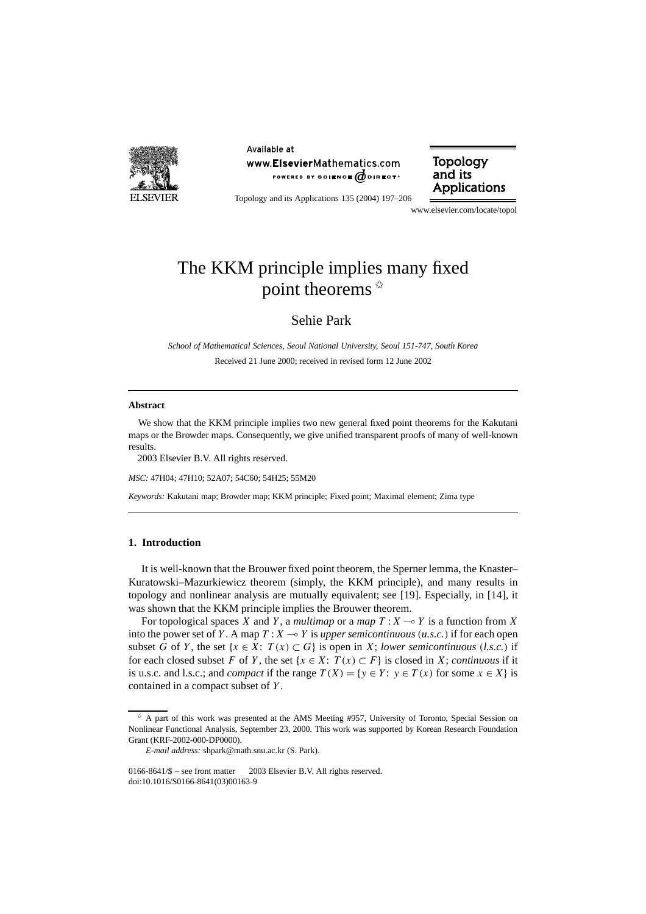# The KKM principle implies many fixed point theorems ☆

Sehie Park

*School of Mathematical Sciences, Seoul National University, Seoul 151-747, South Korea*

Received 21 June 2000; received in revised form 12 June 2002

---

## Abstract

We show that the KKM principle implies two new general fixed point theorems for the Kakutani maps or the Browder maps. Consequently, we give unified transparent proofs of many of well-known results.

2003 Elsevier B.V. All rights reserved.

*MSC:* 47H04; 47H10; 52A07; 54C60; 54H25; 55M20

*Keywords:* Kakutani map; Browder map; KKM principle; Fixed point; Maximal element; Zima type

---

## 1. Introduction

It is well-known that the Brouwer fixed point theorem, the Sperner lemma, the Knaster–Kuratowski–Mazurkiewicz theorem (simply, the KKM principle), and many results in topology and nonlinear analysis are mutually equivalent; see [19]. Especially, in [14], it was shown that the KKM principle implies the Brouwer theorem.

For topological spaces $X$ and $Y$, a *multimap* or a *map* $T : X \multimap Y$ is a function from $X$ into the power set of $Y$. A map $T : X \multimap Y$ is *upper semicontinuous* (*u.s.c.*) if for each open subset $G$ of $Y$, the set $\{x \in X\colon\ T(x) \subset G\}$ is open in $X$; *lower semicontinuous* (*l.s.c.*) if for each closed subset $F$ of $Y$, the set $\{x \in X\colon\ T(x) \subset F\}$ is closed in $X$; *continuous* if it is u.s.c. and l.s.c.; and *compact* if the range $T(X) = \{y \in Y\colon\ y \in T(x)$ for some $x \in X\}$ is contained in a compact subset of $Y$.

---

☆ A part of this work was presented at the AMS Meeting #957, University of Toronto, Special Session on Nonlinear Functional Analysis, September 23, 2000. This work was supported by Korean Research Foundation Grant (KRF-2002-000-DP0000).

*E-mail address:* shpark@math.snu.ac.kr (S. Park).

0166-8641/$ – see front matter 2003 Elsevier B.V. All rights reserved.
doi:10.1016/S0166-8641(03)00163-9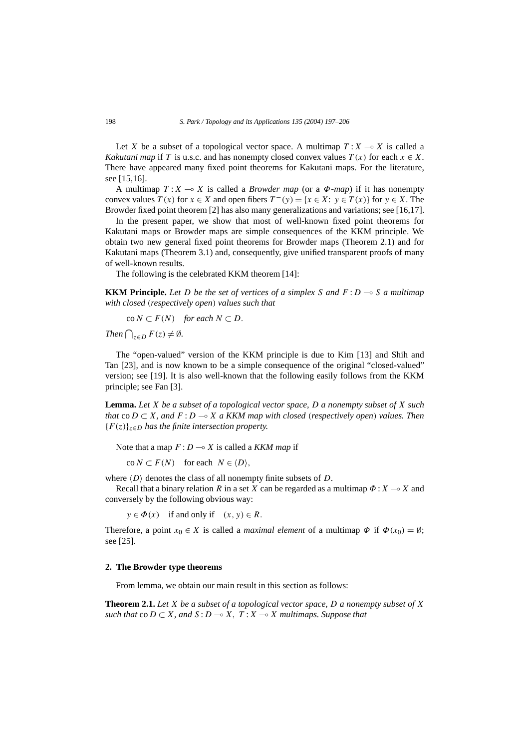Let $X$ be a subset of a topological vector space. A multimap $T : X \multimap X$ is called a *Kakutani map* if $T$ is u.s.c. and has nonempty closed convex values $T(x)$ for each $x \in X$. There have appeared many fixed point theorems for Kakutani maps. For the literature, see [15,16].

A multimap $T : X \multimap X$ is called a *Browder map* (or a *$\Phi$-map*) if it has nonempty convex values $T(x)$ for $x \in X$ and open fibers $T^-(y) = \{x \in X:\ y \in T(x)\}$ for $y \in X$. The Browder fixed point theorem [2] has also many generalizations and variations; see [16,17].

In the present paper, we show that most of well-known fixed point theorems for Kakutani maps or Browder maps are simple consequences of the KKM principle. We obtain two new general fixed point theorems for Browder maps (Theorem 2.1) and for Kakutani maps (Theorem 3.1) and, consequently, give unified transparent proofs of many of well-known results.

The following is the celebrated KKM theorem [14]:

**KKM Principle.** *Let $D$ be the set of vertices of a simplex $S$ and $F : D \multimap S$ a multimap with closed* (*respectively open*) *values such that*

$$\operatorname{co} N \subset F(N) \quad \textit{for each } N \subset D.$$

*Then $\bigcap_{z \in D} F(z) \neq \emptyset$.*

The “open-valued” version of the KKM principle is due to Kim [13] and Shih and Tan [23], and is now known to be a simple consequence of the original “closed-valued” version; see [19]. It is also well-known that the following easily follows from the KKM principle; see Fan [3].

**Lemma.** *Let $X$ be a subset of a topological vector space, $D$ a nonempty subset of $X$ such that $\operatorname{co} D \subset X$, and $F : D \multimap X$ a KKM map with closed* (*respectively open*) *values. Then $\{F(z)\}_{z \in D}$ has the finite intersection property.*

Note that a map $F : D \multimap X$ is called a *KKM map* if

$$\operatorname{co} N \subset F(N) \quad \text{for each } N \in \langle D \rangle,$$

where $\langle D \rangle$ denotes the class of all nonempty finite subsets of $D$.

Recall that a binary relation $R$ in a set $X$ can be regarded as a multimap $\Phi : X \multimap X$ and conversely by the following obvious way:

$$y \in \Phi(x) \quad \text{if and only if} \quad (x, y) \in R.$$

Therefore, a point $x_0 \in X$ is called a *maximal element* of a multimap $\Phi$ if $\Phi(x_0) = \emptyset$; see [25].

## 2. The Browder type theorems

From lemma, we obtain our main result in this section as follows:

**Theorem 2.1.** *Let $X$ be a subset of a topological vector space, $D$ a nonempty subset of $X$ such that $\operatorname{co} D \subset X$, and $S : D \multimap X$, $T : X \multimap X$ multimaps. Suppose that*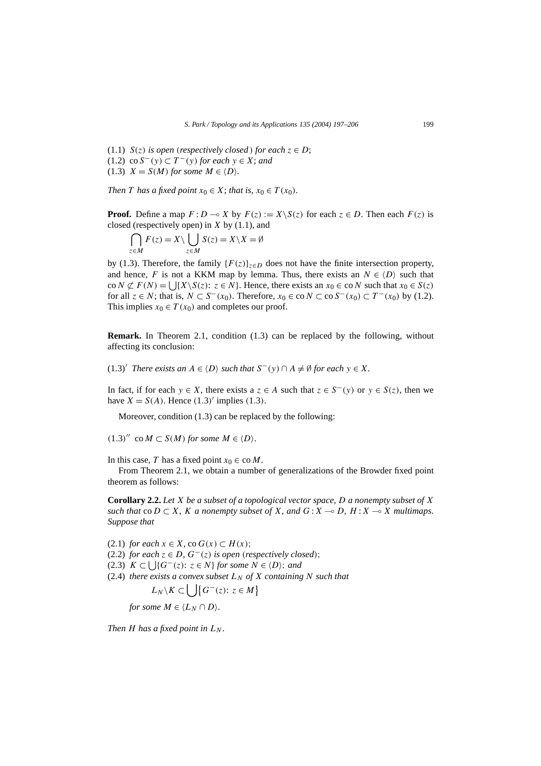(1.1) *$S(z)$ is open* (*respectively closed*) *for each $z \in D$*;
(1.2) $\operatorname{co} S^-(y) \subset T^-(y)$ *for each $y \in X$*; *and*
(1.3) $X = S(M)$ *for some $M \in \langle D \rangle$*.

*Then $T$ has a fixed point $x_0 \in X$*; *that is, $x_0 \in T(x_0)$*.

**Proof.** Define a map $F : D \multimap X$ by $F(z) := X \backslash S(z)$ for each $z \in D$. Then each $F(z)$ is closed (respectively open) in $X$ by (1.1), and

$$\bigcap_{z \in M} F(z) = X \backslash \bigcup_{z \in M} S(z) = X \backslash X = \emptyset$$

by (1.3). Therefore, the family $\{F(z)\}_{z \in D}$ does not have the finite intersection property, and hence, $F$ is not a KKM map by lemma. Thus, there exists an $N \in \langle D \rangle$ such that $\operatorname{co} N \not\subset F(N) = \bigcup \{X \backslash S(z): z \in N\}$. Hence, there exists an $x_0 \in \operatorname{co} N$ such that $x_0 \in S(z)$ for all $z \in N$; that is, $N \subset S^-(x_0)$. Therefore, $x_0 \in \operatorname{co} N \subset \operatorname{co} S^-(x_0) \subset T^-(x_0)$ by (1.2). This implies $x_0 \in T(x_0)$ and completes our proof.

**Remark.** In Theorem 2.1, condition (1.3) can be replaced by the following, without affecting its conclusion:

(1.3)$'$ *There exists an $A \in \langle D \rangle$ such that $S^-(y) \cap A \neq \emptyset$ for each $y \in X$.*

In fact, if for each $y \in X$, there exists a $z \in A$ such that $z \in S^-(y)$ or $y \in S(z)$, then we have $X = S(A)$. Hence (1.3)$'$ implies (1.3).

Moreover, condition (1.3) can be replaced by the following:

(1.3)$''$ $\operatorname{co} M \subset S(M)$ *for some $M \in \langle D \rangle$.*

In this case, $T$ has a fixed point $x_0 \in \operatorname{co} M$.

From Theorem 2.1, we obtain a number of generalizations of the Browder fixed point theorem as follows:

**Corollary 2.2.** *Let $X$ be a subset of a topological vector space, $D$ a nonempty subset of $X$ such that $\operatorname{co} D \subset X$, $K$ a nonempty subset of $X$, and $G : X \multimap D$, $H : X \multimap X$ multimaps. Suppose that*

(2.1) *for each $x \in X$, $\operatorname{co} G(x) \subset H(x)$*;
(2.2) *for each $z \in D$, $G^-(z)$ is open* (*respectively closed*);
(2.3) *$K \subset \bigcup \{G^-(z): z \in N\}$ for some $N \in \langle D \rangle$*; *and*
(2.4) *there exists a convex subset $L_N$ of $X$ containing $N$ such that*

$$L_N \backslash K \subset \bigcup \{G^-(z): z \in M\}$$

*for some $M \in \langle L_N \cap D \rangle$.*

*Then $H$ has a fixed point in $L_N$.*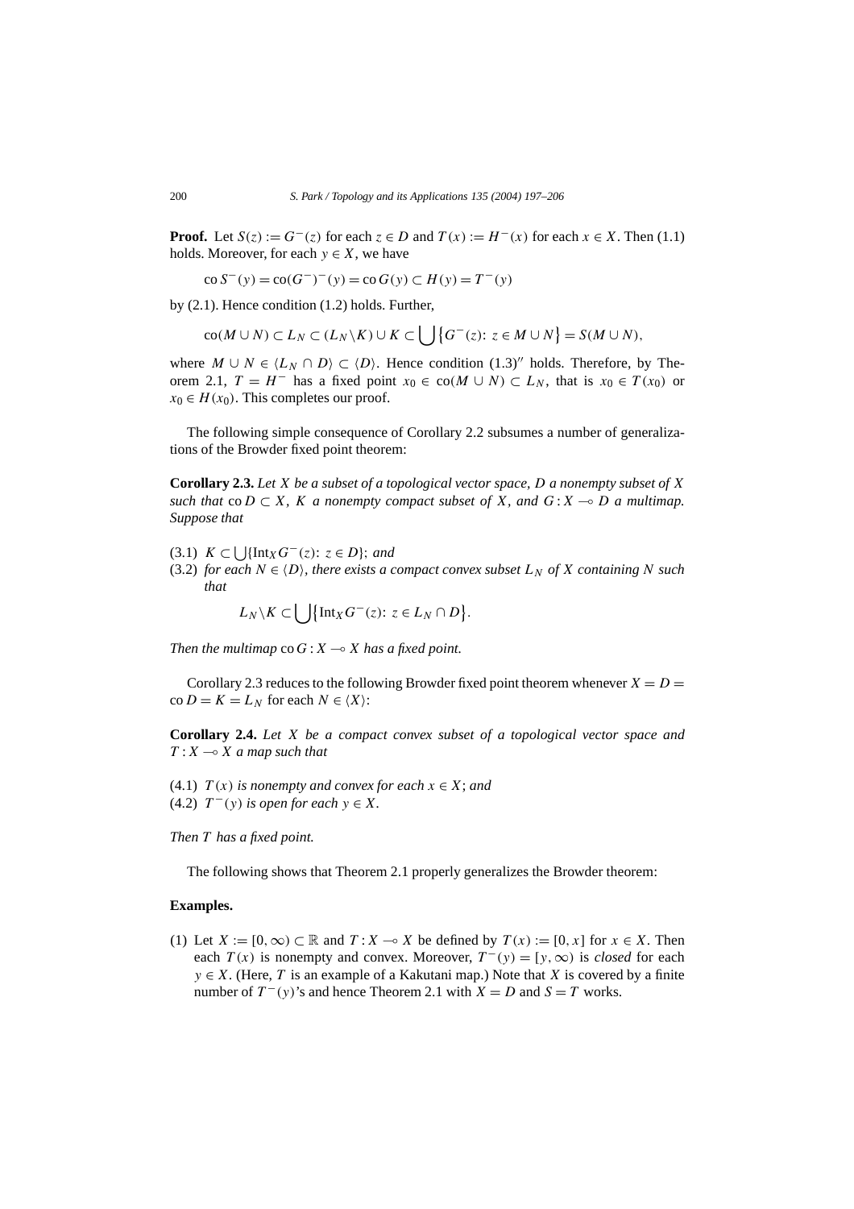**Proof.** Let $S(z) := G^{-}(z)$ for each $z \in D$ and $T(x) := H^{-}(x)$ for each $x \in X$. Then (1.1) holds. Moreover, for each $y \in X$, we have

$$\operatorname{co} S^{-}(y) = \operatorname{co}(G^{-})^{-}(y) = \operatorname{co} G(y) \subset H(y) = T^{-}(y)$$

by (2.1). Hence condition (1.2) holds. Further,

$$\operatorname{co}(M \cup N) \subset L_N \subset (L_N \backslash K) \cup K \subset \bigcup \{G^{-}(z)\colon z \in M \cup N\} = S(M \cup N),$$

where $M \cup N \in \langle L_N \cap D \rangle \subset \langle D \rangle$. Hence condition $(1.3)''$ holds. Therefore, by Theorem 2.1, $T = H^{-}$ has a fixed point $x_0 \in \operatorname{co}(M \cup N) \subset L_N$, that is $x_0 \in T(x_0)$ or $x_0 \in H(x_0)$. This completes our proof.

The following simple consequence of Corollary 2.2 subsumes a number of generalizations of the Browder fixed point theorem:

**Corollary 2.3.** *Let $X$ be a subset of a topological vector space, $D$ a nonempty subset of $X$ such that $\operatorname{co} D \subset X$, $K$ a nonempty compact subset of $X$, and $G : X \multimap D$ a multimap. Suppose that*

(3.1) $K \subset \bigcup\{\operatorname{Int}_X G^{-}(z)\colon z \in D\}$; *and*

(3.2) *for each $N \in \langle D \rangle$, there exists a compact convex subset $L_N$ of $X$ containing $N$ such that*

$$L_N \backslash K \subset \bigcup\{\operatorname{Int}_X G^{-}(z)\colon z \in L_N \cap D\}.$$

*Then the multimap $\operatorname{co} G : X \multimap X$ has a fixed point.*

Corollary 2.3 reduces to the following Browder fixed point theorem whenever $X = D = \operatorname{co} D = K = L_N$ for each $N \in \langle X \rangle$:

**Corollary 2.4.** *Let $X$ be a compact convex subset of a topological vector space and $T : X \multimap X$ a map such that*

(4.1) *$T(x)$ is nonempty and convex for each $x \in X$*; *and*

(4.2) *$T^{-}(y)$ is open for each $y \in X$.*

*Then $T$ has a fixed point.*

The following shows that Theorem 2.1 properly generalizes the Browder theorem:

**Examples.**

(1) Let $X := [0, \infty) \subset \mathbb{R}$ and $T : X \multimap X$ be defined by $T(x) := [0, x]$ for $x \in X$. Then each $T(x)$ is nonempty and convex. Moreover, $T^{-}(y) = [y, \infty)$ is *closed* for each $y \in X$. (Here, $T$ is an example of a Kakutani map.) Note that $X$ is covered by a finite number of $T^{-}(y)$'s and hence Theorem 2.1 with $X = D$ and $S = T$ works.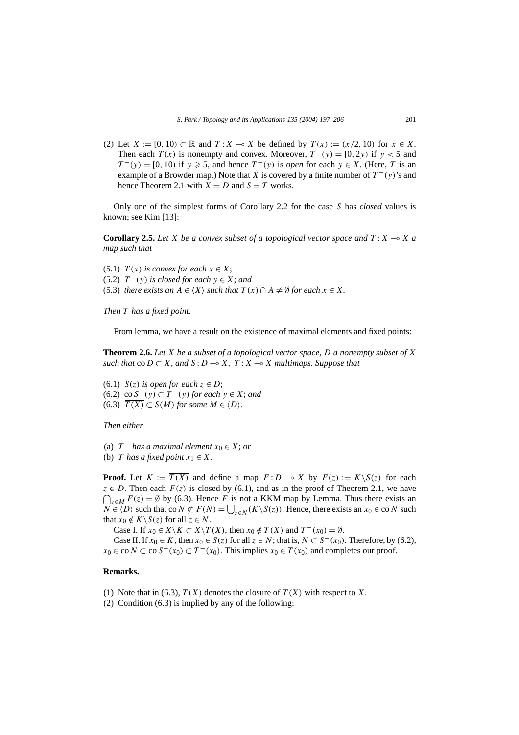(2) Let $X := [0, 10) \subset \mathbb{R}$ and $T : X \multimap X$ be defined by $T(x) := (x/2, 10)$ for $x \in X$. Then each $T(x)$ is nonempty and convex. Moreover, $T^-(y) = [0, 2y)$ if $y < 5$ and $T^-(y) = [0, 10)$ if $y \geqslant 5$, and hence $T^-(y)$ is *open* for each $y \in X$. (Here, $T$ is an example of a Browder map.) Note that $X$ is covered by a finite number of $T^-(y)$'s and hence Theorem 2.1 with $X = D$ and $S = T$ works.

Only one of the simplest forms of Corollary 2.2 for the case $S$ has *closed* values is known; see Kim [13]:

**Corollary 2.5.** *Let $X$ be a convex subset of a topological vector space and $T : X \multimap X$ a map such that*

(5.1) *$T(x)$ is convex for each $x \in X$;*
(5.2) *$T^-(y)$ is closed for each $y \in X$; and*
(5.3) *there exists an $A \in \langle X\rangle$ such that $T(x) \cap A \neq \emptyset$ for each $x \in X$.*

*Then $T$ has a fixed point.*

From lemma, we have a result on the existence of maximal elements and fixed points:

**Theorem 2.6.** *Let $X$ be a subset of a topological vector space, $D$ a nonempty subset of $X$ such that $\operatorname{co} D \subset X$, and $S : D \multimap X$, $T : X \multimap X$ multimaps. Suppose that*

(6.1) *$S(z)$ is open for each $z \in D$;*
(6.2) *$\operatorname{co} S^-(y) \subset T^-(y)$ for each $y \in X$; and*
(6.3) *$\overline{T(X)} \subset S(M)$ for some $M \in \langle D\rangle$.*

*Then either*

(a) *$T^-$ has a maximal element $x_0 \in X$; or*
(b) *$T$ has a fixed point $x_1 \in X$.*

**Proof.** Let $K := \overline{T(X)}$ and define a map $F : D \multimap X$ by $F(z) := K\backslash S(z)$ for each $z \in D$. Then each $F(z)$ is closed by (6.1), and as in the proof of Theorem 2.1, we have $\bigcap_{z\in M} F(z) = \emptyset$ by (6.3). Hence $F$ is not a KKM map by Lemma. Thus there exists an $N \in \langle D\rangle$ such that $\operatorname{co} N \not\subset F(N) = \bigcup_{z\in N}(K\backslash S(z))$. Hence, there exists an $x_0 \in \operatorname{co} N$ such that $x_0 \notin K\backslash S(z)$ for all $z \in N$.

Case I. If $x_0 \in X\backslash K \subset X\backslash T(X)$, then $x_0 \notin T(X)$ and $T^-(x_0) = \emptyset$.

Case II. If $x_0 \in K$, then $x_0 \in S(z)$ for all $z \in N$; that is, $N \subset S^-(x_0)$. Therefore, by (6.2), $x_0 \in \operatorname{co} N \subset \operatorname{co} S^-(x_0) \subset T^-(x_0)$. This implies $x_0 \in T(x_0)$ and completes our proof.

**Remarks.**

(1) Note that in (6.3), $\overline{T(X)}$ denotes the closure of $T(X)$ with respect to $X$.
(2) Condition (6.3) is implied by any of the following: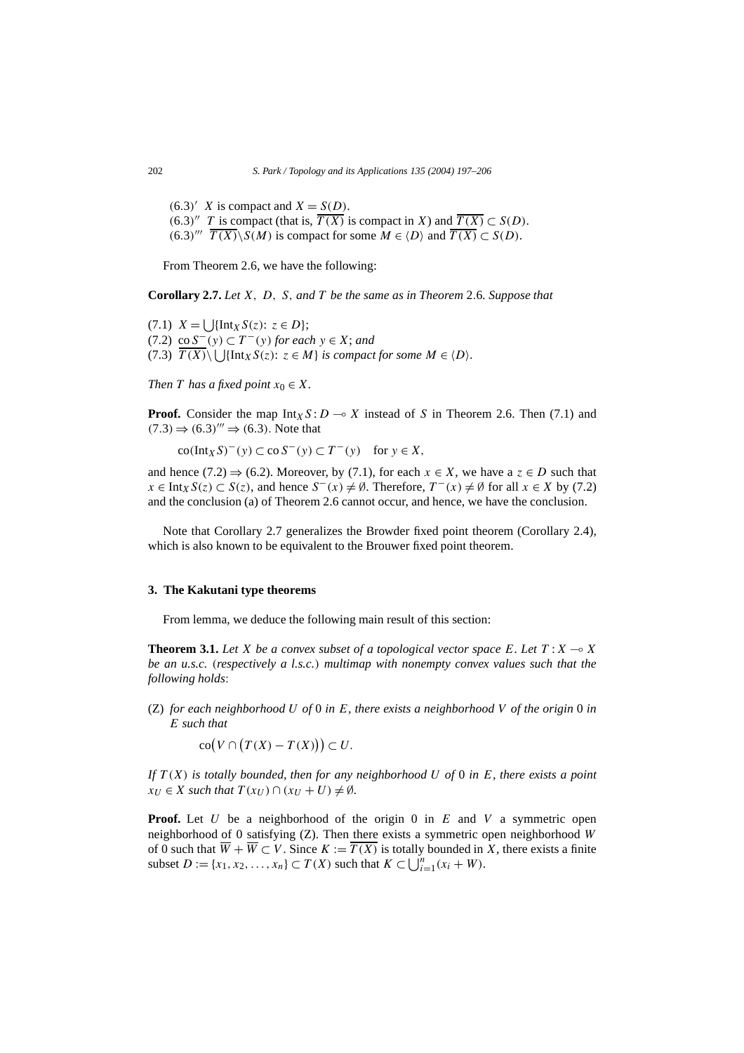(6.3)′ $X$ is compact and $X = S(D)$.
(6.3)″ $T$ is compact (that is, $\overline{T(X)}$ is compact in $X$) and $\overline{T(X)} \subset S(D)$.
(6.3)‴ $\overline{T(X)} \setminus S(M)$ is compact for some $M \in \langle D \rangle$ and $\overline{T(X)} \subset S(D)$.

From Theorem 2.6, we have the following:

**Corollary 2.7.** *Let $X$, $D$, $S$, and $T$ be the same as in Theorem* 2.6. *Suppose that*

(7.1) $X = \bigcup\{\mathrm{Int}_X S(z)\colon z \in D\}$;
(7.2) $\mathrm{co}\, S^-(y) \subset T^-(y)$ *for each* $y \in X$; *and*
(7.3) $\overline{T(X)} \setminus \bigcup\{\mathrm{Int}_X S(z)\colon z \in M\}$ *is compact for some* $M \in \langle D \rangle$.

*Then $T$ has a fixed point $x_0 \in X$.*

**Proof.** Consider the map $\mathrm{Int}_X S : D \multimap X$ instead of $S$ in Theorem 2.6. Then (7.1) and (7.3) $\Rightarrow$ (6.3)‴ $\Rightarrow$ (6.3). Note that

$$\mathrm{co}(\mathrm{Int}_X S)^-(y) \subset \mathrm{co}\, S^-(y) \subset T^-(y) \quad \text{for } y \in X,$$

and hence (7.2) $\Rightarrow$ (6.2). Moreover, by (7.1), for each $x \in X$, we have a $z \in D$ such that $x \in \mathrm{Int}_X S(z) \subset S(z)$, and hence $S^-(x) \neq \emptyset$. Therefore, $T^-(x) \neq \emptyset$ for all $x \in X$ by (7.2) and the conclusion (a) of Theorem 2.6 cannot occur, and hence, we have the conclusion.

Note that Corollary 2.7 generalizes the Browder fixed point theorem (Corollary 2.4), which is also known to be equivalent to the Brouwer fixed point theorem.

## 3. The Kakutani type theorems

From lemma, we deduce the following main result of this section:

**Theorem 3.1.** *Let $X$ be a convex subset of a topological vector space $E$. Let $T : X \multimap X$ be an u.s.c.* (*respectively a l.s.c.*) *multimap with nonempty convex values such that the following holds*:

(Z) *for each neighborhood $U$ of* 0 *in $E$, there exists a neighborhood $V$ of the origin* 0 *in $E$ such that*

$$\mathrm{co}\big(V \cap \big(T(X) - T(X)\big)\big) \subset U.$$

*If $T(X)$ is totally bounded, then for any neighborhood $U$ of* 0 *in $E$, there exists a point $x_U \in X$ such that $T(x_U) \cap (x_U + U) \neq \emptyset$.*

**Proof.** Let $U$ be a neighborhood of the origin 0 in $E$ and $V$ a symmetric open neighborhood of 0 satisfying (Z). Then there exists a symmetric open neighborhood $W$ of 0 such that $\overline{W} + \overline{W} \subset V$. Since $K := \overline{T(X)}$ is totally bounded in $X$, there exists a finite subset $D := \{x_1, x_2, \ldots, x_n\} \subset T(X)$ such that $K \subset \bigcup_{i=1}^{n}(x_i + W)$.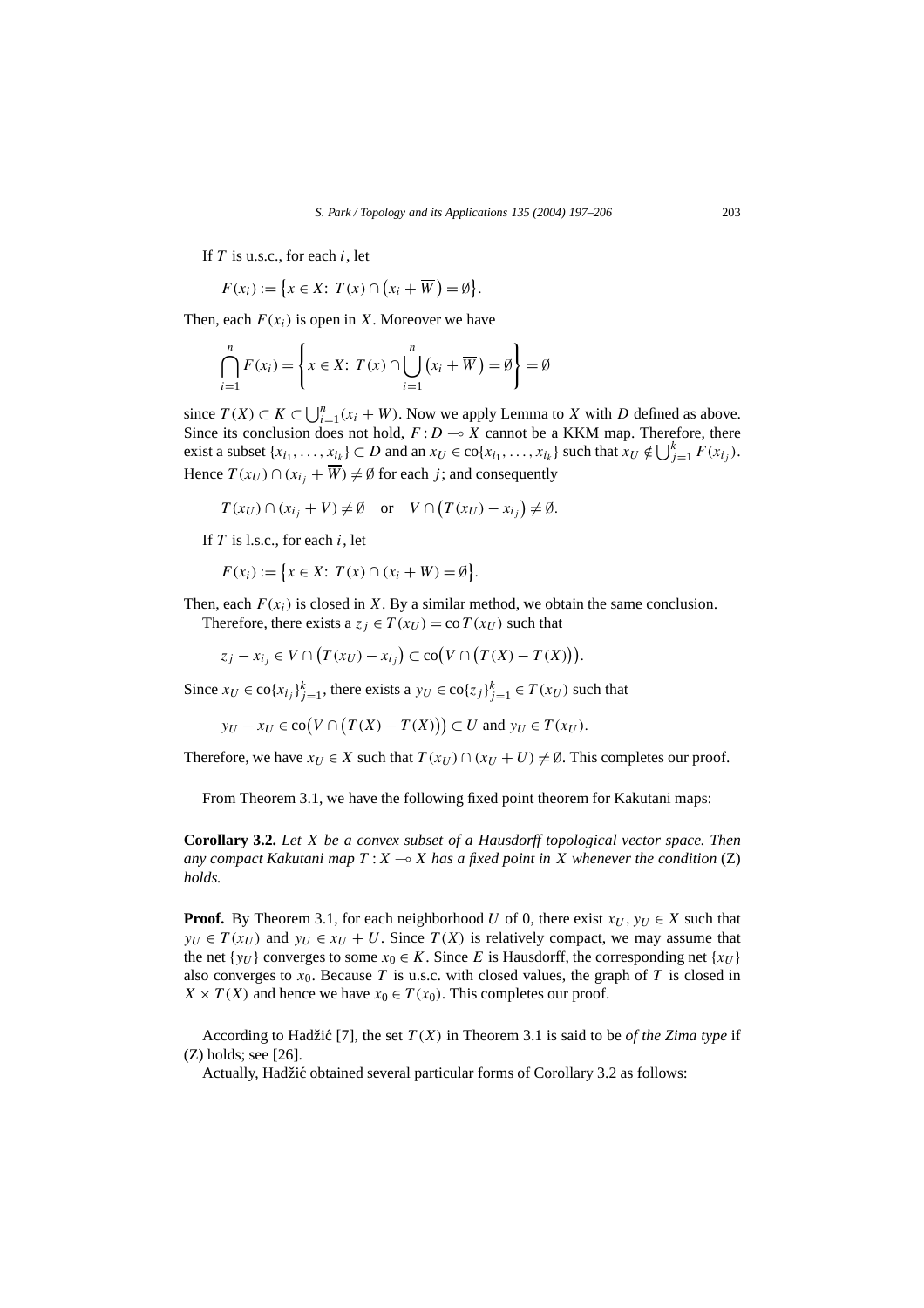If $T$ is u.s.c., for each $i$, let

$$F(x_i) := \{x \in X\colon T(x) \cap (x_i + \overline{W}) = \emptyset\}.$$

Then, each $F(x_i)$ is open in $X$. Moreover we have

$$\bigcap_{i=1}^{n} F(x_i) = \left\{x \in X\colon T(x) \cap \bigcup_{i=1}^{n} (x_i + \overline{W}) = \emptyset\right\} = \emptyset$$

since $T(X) \subset K \subset \bigcup_{i=1}^{n}(x_i + W)$. Now we apply Lemma to $X$ with $D$ defined as above. Since its conclusion does not hold, $F : D \multimap X$ cannot be a KKM map. Therefore, there exist a subset $\{x_{i_1}, \ldots, x_{i_k}\} \subset D$ and an $x_U \in \operatorname{co}\{x_{i_1}, \ldots, x_{i_k}\}$ such that $x_U \notin \bigcup_{j=1}^{k} F(x_{i_j})$. Hence $T(x_U) \cap (x_{i_j} + \overline{W}) \neq \emptyset$ for each $j$; and consequently

$$T(x_U) \cap (x_{i_j} + V) \neq \emptyset \quad \text{or} \quad V \cap (T(x_U) - x_{i_j}) \neq \emptyset.$$

If $T$ is l.s.c., for each $i$, let

$$F(x_i) := \{x \in X\colon T(x) \cap (x_i + W) = \emptyset\}.$$

Then, each $F(x_i)$ is closed in $X$. By a similar method, we obtain the same conclusion.

Therefore, there exists a $z_j \in T(x_U) = \operatorname{co} T(x_U)$ such that

$$z_j - x_{i_j} \in V \cap (T(x_U) - x_{i_j}) \subset \operatorname{co}(V \cap (T(X) - T(X))).$$

Since $x_U \in \operatorname{co}\{x_{i_j}\}_{j=1}^{k}$, there exists a $y_U \in \operatorname{co}\{z_j\}_{j=1}^{k} \in T(x_U)$ such that

$$y_U - x_U \in \operatorname{co}(V \cap (T(X) - T(X))) \subset U \text{ and } y_U \in T(x_U).$$

Therefore, we have $x_U \in X$ such that $T(x_U) \cap (x_U + U) \neq \emptyset$. This completes our proof.

From Theorem 3.1, we have the following fixed point theorem for Kakutani maps:

**Corollary 3.2.** *Let $X$ be a convex subset of a Hausdorff topological vector space. Then any compact Kakutani map $T : X \multimap X$ has a fixed point in $X$ whenever the condition* (Z) *holds.*

**Proof.** By Theorem 3.1, for each neighborhood $U$ of 0, there exist $x_U, y_U \in X$ such that $y_U \in T(x_U)$ and $y_U \in x_U + U$. Since $T(X)$ is relatively compact, we may assume that the net $\{y_U\}$ converges to some $x_0 \in K$. Since $E$ is Hausdorff, the corresponding net $\{x_U\}$ also converges to $x_0$. Because $T$ is u.s.c. with closed values, the graph of $T$ is closed in $X \times T(X)$ and hence we have $x_0 \in T(x_0)$. This completes our proof.

According to Hadžić [7], the set $T(X)$ in Theorem 3.1 is said to be *of the Zima type* if (Z) holds; see [26].

Actually, Hadžić obtained several particular forms of Corollary 3.2 as follows: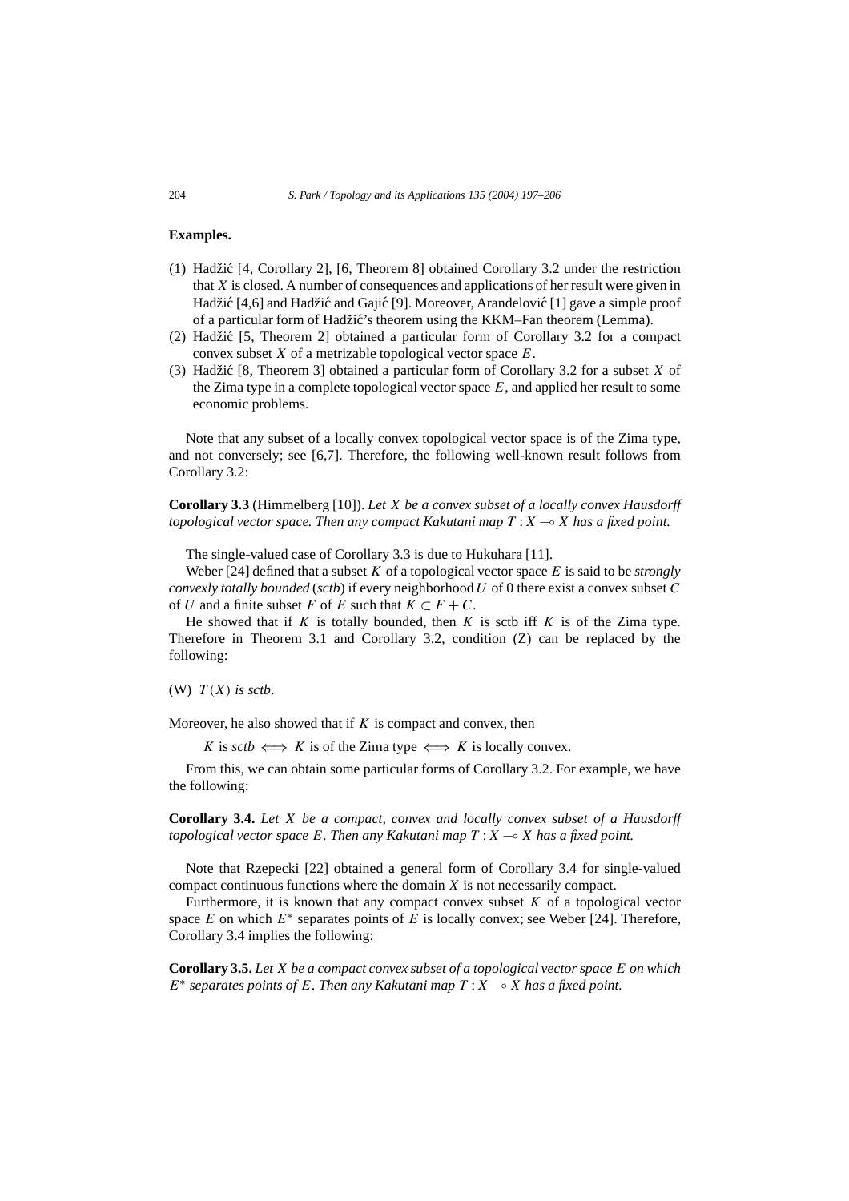**Examples.**

(1) Hadžić [4, Corollary 2], [6, Theorem 8] obtained Corollary 3.2 under the restriction that $X$ is closed. A number of consequences and applications of her result were given in Hadžić [4,6] and Hadžić and Gajić [9]. Moreover, Arandelović [1] gave a simple proof of a particular form of Hadžić's theorem using the KKM–Fan theorem (Lemma).
(2) Hadžić [5, Theorem 2] obtained a particular form of Corollary 3.2 for a compact convex subset $X$ of a metrizable topological vector space $E$.
(3) Hadžić [8, Theorem 3] obtained a particular form of Corollary 3.2 for a subset $X$ of the Zima type in a complete topological vector space $E$, and applied her result to some economic problems.

Note that any subset of a locally convex topological vector space is of the Zima type, and not conversely; see [6,7]. Therefore, the following well-known result follows from Corollary 3.2:

**Corollary 3.3** (Himmelberg [10]). *Let $X$ be a convex subset of a locally convex Hausdorff topological vector space. Then any compact Kakutani map $T : X \multimap X$ has a fixed point.*

The single-valued case of Corollary 3.3 is due to Hukuhara [11].

Weber [24] defined that a subset $K$ of a topological vector space $E$ is said to be *strongly convexly totally bounded* (*sctb*) if every neighborhood $U$ of 0 there exist a convex subset $C$ of $U$ and a finite subset $F$ of $E$ such that $K \subset F + C$.

He showed that if $K$ is totally bounded, then $K$ is sctb iff $K$ is of the Zima type. Therefore in Theorem 3.1 and Corollary 3.2, condition (Z) can be replaced by the following:

(W) $T(X)$ *is sctb*.

Moreover, he also showed that if $K$ is compact and convex, then

$$K \text{ is } sctb \iff K \text{ is of the Zima type} \iff K \text{ is locally convex.}$$

From this, we can obtain some particular forms of Corollary 3.2. For example, we have the following:

**Corollary 3.4.** *Let $X$ be a compact, convex and locally convex subset of a Hausdorff topological vector space $E$. Then any Kakutani map $T : X \multimap X$ has a fixed point.*

Note that Rzepecki [22] obtained a general form of Corollary 3.4 for single-valued compact continuous functions where the domain $X$ is not necessarily compact.

Furthermore, it is known that any compact convex subset $K$ of a topological vector space $E$ on which $E^*$ separates points of $E$ is locally convex; see Weber [24]. Therefore, Corollary 3.4 implies the following:

**Corollary 3.5.** *Let $X$ be a compact convex subset of a topological vector space $E$ on which $E^*$ separates points of $E$. Then any Kakutani map $T : X \multimap X$ has a fixed point.*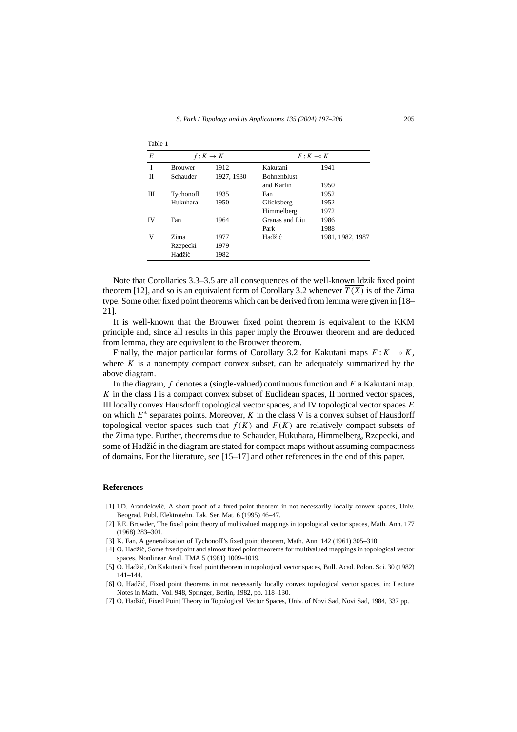Table 1

| $E$ | $f: K \to K$ | | $F: K \multimap K$ | |
|---|---|---|---|---|
| I | Brouwer | 1912 | Kakutani | 1941 |
| II | Schauder | 1927, 1930 | Bohnenblust and Karlin | 1950 |
| III | Tychonoff | 1935 | Fan | 1952 |
| | Hukuhara | 1950 | Glicksberg | 1952 |
| | | | Himmelberg | 1972 |
| IV | Fan | 1964 | Granas and Liu | 1986 |
| | | | Park | 1988 |
| V | Zima | 1977 | Hadžić | 1981, 1982, 1987 |
| | Rzepecki | 1979 | | |
| | Hadžić | 1982 | | |

Note that Corollaries 3.3–3.5 are all consequences of the well-known Idzik fixed point theorem [12], and so is an equivalent form of Corollary 3.2 whenever $\overline{T(X)}$ is of the Zima type. Some other fixed point theorems which can be derived from lemma were given in [18–21].

It is well-known that the Brouwer fixed point theorem is equivalent to the KKM principle and, since all results in this paper imply the Brouwer theorem and are deduced from lemma, they are equivalent to the Brouwer theorem.

Finally, the major particular forms of Corollary 3.2 for Kakutani maps $F: K \multimap K$, where $K$ is a nonempty compact convex subset, can be adequately summarized by the above diagram.

In the diagram, $f$ denotes a (single-valued) continuous function and $F$ a Kakutani map. $K$ in the class I is a compact convex subset of Euclidean spaces, II normed vector spaces, III locally convex Hausdorff topological vector spaces, and IV topological vector spaces $E$ on which $E^*$ separates points. Moreover, $K$ in the class V is a convex subset of Hausdorff topological vector spaces such that $f(K)$ and $F(K)$ are relatively compact subsets of the Zima type. Further, theorems due to Schauder, Hukuhara, Himmelberg, Rzepecki, and some of Hadžić in the diagram are stated for compact maps without assuming compactness of domains. For the literature, see [15–17] and other references in the end of this paper.

## References

- [1] I.D. Arandelović, A short proof of a fixed point theorem in not necessarily locally convex spaces, Univ. Beograd. Publ. Elektrotehn. Fak. Ser. Mat. 6 (1995) 46–47.
- [2] F.E. Browder, The fixed point theory of multivalued mappings in topological vector spaces, Math. Ann. 177 (1968) 283–301.
- [3] K. Fan, A generalization of Tychonoff's fixed point theorem, Math. Ann. 142 (1961) 305–310.
- [4] O. Hadžić, Some fixed point and almost fixed point theorems for multivalued mappings in topological vector spaces, Nonlinear Anal. TMA 5 (1981) 1009–1019.
- [5] O. Hadžić, On Kakutani's fixed point theorem in topological vector spaces, Bull. Acad. Polon. Sci. 30 (1982) 141–144.
- [6] O. Hadžić, Fixed point theorems in not necessarily locally convex topological vector spaces, in: Lecture Notes in Math., Vol. 948, Springer, Berlin, 1982, pp. 118–130.
- [7] O. Hadžić, Fixed Point Theory in Topological Vector Spaces, Univ. of Novi Sad, Novi Sad, 1984, 337 pp.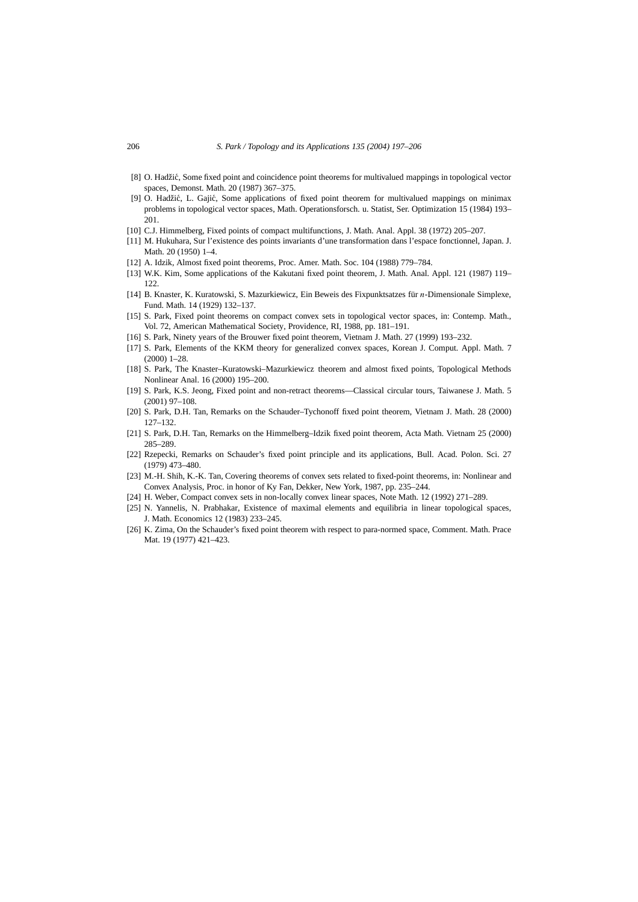[8] O. Hadžić, Some fixed point and coincidence point theorems for multivalued mappings in topological vector spaces, Demonst. Math. 20 (1987) 367–375.

[9] O. Hadžić, L. Gajić, Some applications of fixed point theorem for multivalued mappings on minimax problems in topological vector spaces, Math. Operationsforsch. u. Statist, Ser. Optimization 15 (1984) 193–201.

[10] C.J. Himmelberg, Fixed points of compact multifunctions, J. Math. Anal. Appl. 38 (1972) 205–207.

[11] M. Hukuhara, Sur l'existence des points invariants d'une transformation dans l'espace fonctionnel, Japan. J. Math. 20 (1950) 1–4.

[12] A. Idzik, Almost fixed point theorems, Proc. Amer. Math. Soc. 104 (1988) 779–784.

[13] W.K. Kim, Some applications of the Kakutani fixed point theorem, J. Math. Anal. Appl. 121 (1987) 119–122.

[14] B. Knaster, K. Kuratowski, S. Mazurkiewicz, Ein Beweis des Fixpunktsatzes für $n$-Dimensionale Simplexe, Fund. Math. 14 (1929) 132–137.

[15] S. Park, Fixed point theorems on compact convex sets in topological vector spaces, in: Contemp. Math., Vol. 72, American Mathematical Society, Providence, RI, 1988, pp. 181–191.

[16] S. Park, Ninety years of the Brouwer fixed point theorem, Vietnam J. Math. 27 (1999) 193–232.

[17] S. Park, Elements of the KKM theory for generalized convex spaces, Korean J. Comput. Appl. Math. 7 (2000) 1–28.

[18] S. Park, The Knaster–Kuratowski–Mazurkiewicz theorem and almost fixed points, Topological Methods Nonlinear Anal. 16 (2000) 195–200.

[19] S. Park, K.S. Jeong, Fixed point and non-retract theorems—Classical circular tours, Taiwanese J. Math. 5 (2001) 97–108.

[20] S. Park, D.H. Tan, Remarks on the Schauder–Tychonoff fixed point theorem, Vietnam J. Math. 28 (2000) 127–132.

[21] S. Park, D.H. Tan, Remarks on the Himmelberg–Idzik fixed point theorem, Acta Math. Vietnam 25 (2000) 285–289.

[22] Rzepecki, Remarks on Schauder's fixed point principle and its applications, Bull. Acad. Polon. Sci. 27 (1979) 473–480.

[23] M.-H. Shih, K.-K. Tan, Covering theorems of convex sets related to fixed-point theorems, in: Nonlinear and Convex Analysis, Proc. in honor of Ky Fan, Dekker, New York, 1987, pp. 235–244.

[24] H. Weber, Compact convex sets in non-locally convex linear spaces, Note Math. 12 (1992) 271–289.

[25] N. Yannelis, N. Prabhakar, Existence of maximal elements and equilibria in linear topological spaces, J. Math. Economics 12 (1983) 233–245.

[26] K. Zima, On the Schauder's fixed point theorem with respect to para-normed space, Comment. Math. Prace Mat. 19 (1977) 421–423.